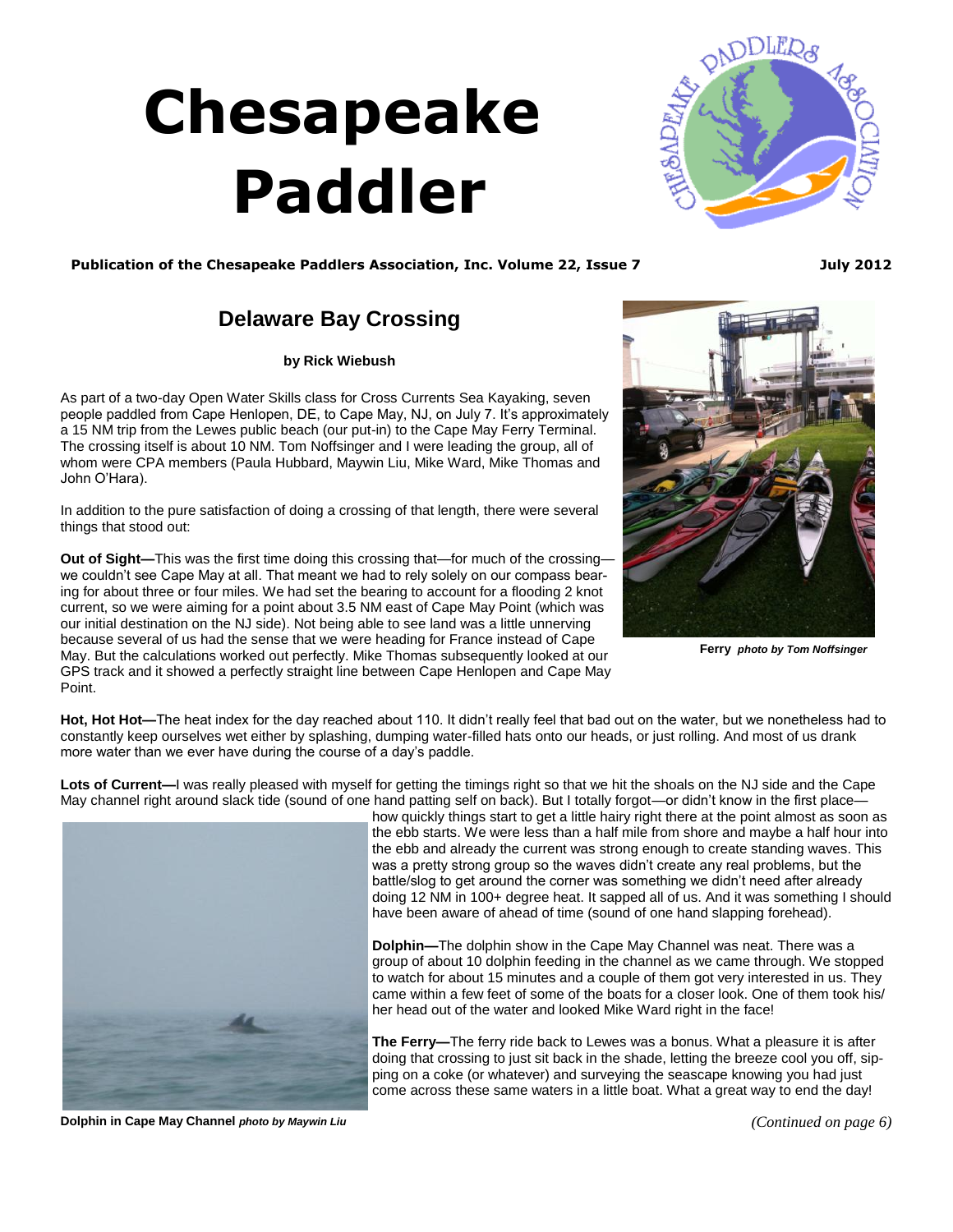# Chesapeake Paddler

**Publication of the Chesapeake Paddlers Association, Inc. Volume 22, Issue 7** **July 2012**

## Delaware Bay Crossing

**by Rick Wiebush**

As part of a two-day Open Water Skills class for Cross Currents Sea Kayaking, seven people paddled from Cape Henlopen, DE, to Cape May, NJ, on July 7. It's approximately a 15 NM trip from the Lewes public beach (our put-in) to the Cape May Ferry Terminal. The crossing itself is about 10 NM. Tom Noffsinger and I were leading the group, all of whom were CPA members (Paula Hubbard, Maywin Liu, Mike Ward, Mike Thomas and John O'Hara).

In addition to the pure satisfaction of doing a crossing of that length, there were several things that stood out:

**Out of Sight—**This was the first time doing this crossing that—for much of the crossing—we couldn't see Cape May at all. That meant we had to rely solely on our compass bearing for about three or four miles. We had set the bearing to account for a flooding 2 knot current, so we were aiming for a point about 3.5 NM east of Cape May Point (which was our initial destination on the NJ side). Not being able to see land was a little unnerving because several of us had the sense that we were heading for France instead of Cape May. But the calculations worked out perfectly. Mike Thomas subsequently looked at our GPS track and it showed a perfectly straight line between Cape Henlopen and Cape May Point.

**Ferry** ***photo by Tom Noffsinger***

**Hot, Hot Hot—**The heat index for the day reached about 110. It didn't really feel that bad out on the water, but we nonetheless had to constantly keep ourselves wet either by splashing, dumping water-filled hats onto our heads, or just rolling. And most of us drank more water than we ever have during the course of a day's paddle.

**Lots of Current—**I was really pleased with myself for getting the timings right so that we hit the shoals on the NJ side and the Cape May channel right around slack tide (sound of one hand patting self on back). But I totally forgot—or didn't know in the first place—how quickly things start to get a little hairy right there at the point almost as soon as the ebb starts. We were less than a half mile from shore and maybe a half hour into the ebb and already the current was strong enough to create standing waves. This was a pretty strong group so the waves didn't create any real problems, but the battle/slog to get around the corner was something we didn't need after already doing 12 NM in 100+ degree heat. It sapped all of us. And it was something I should have been aware of ahead of time (sound of one hand slapping forehead).

**Dolphin—**The dolphin show in the Cape May Channel was neat. There was a group of about 10 dolphin feeding in the channel as we came through. We stopped to watch for about 15 minutes and a couple of them got very interested in us. They came within a few feet of some of the boats for a closer look. One of them took his/her head out of the water and looked Mike Ward right in the face!

**The Ferry—**The ferry ride back to Lewes was a bonus. What a pleasure it is after doing that crossing to just sit back in the shade, letting the breeze cool you off, sipping on a coke (or whatever) and surveying the seascape knowing you had just come across these same waters in a little boat. What a great way to end the day!

**Dolphin in Cape May Channel** ***photo by Maywin Liu***

*(Continued on page 6)*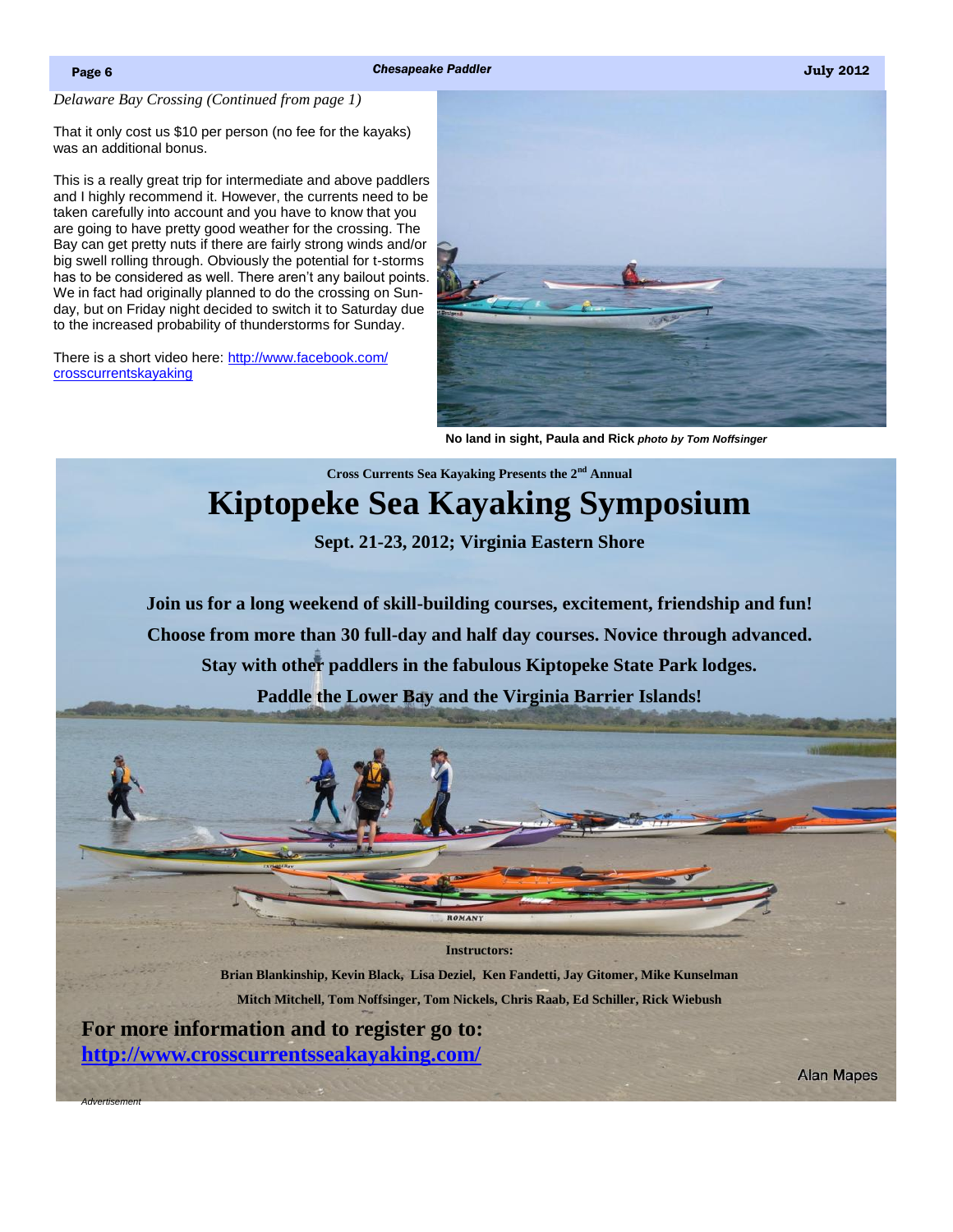*Delaware Bay Crossing (Continued from page 1)*

That it only cost us $10 per person (no fee for the kayaks) was an additional bonus.

This is a really great trip for intermediate and above paddlers and I highly recommend it. However, the currents need to be taken carefully into account and you have to know that you are going to have pretty good weather for the crossing. The Bay can get pretty nuts if there are fairly strong winds and/or big swell rolling through. Obviously the potential for t-storms has to be considered as well. There aren't any bailout points. We in fact had originally planned to do the crossing on Sunday, but on Friday night decided to switch it to Saturday due to the increased probability of thunderstorms for Sunday.

There is a short video here: [http://www.facebook.com/crosscurrentskayaking](http://www.facebook.com/crosscurrentskayaking)

**No land in sight, Paula and Rick** ***photo by Tom Noffsinger***

---

**Cross Currents Sea Kayaking Presents the 2nd Annual**

# Kiptopeke Sea Kayaking Symposium

**Sept. 21-23, 2012; Virginia Eastern Shore**

**Join us for a long weekend of skill-building courses, excitement, friendship and fun!**

**Choose from more than 30 full-day and half day courses. Novice through advanced.**

**Stay with other paddlers in the fabulous Kiptopeke State Park lodges.**

**Paddle the Lower Bay and the Virginia Barrier Islands!**

**Instructors:**

**Brian Blankinship, Kevin Black, Lisa Deziel, Ken Fandetti, Jay Gitomer, Mike Kunselman**

**Mitch Mitchell, Tom Noffsinger, Tom Nickels, Chris Raab, Ed Schiller, Rick Wiebush**

**For more information and to register go to:**
**[http://www.crosscurrentsseakayaking.com/](http://www.crosscurrentsseakayaking.com/)**

Alan Mapes

*Advertisement*